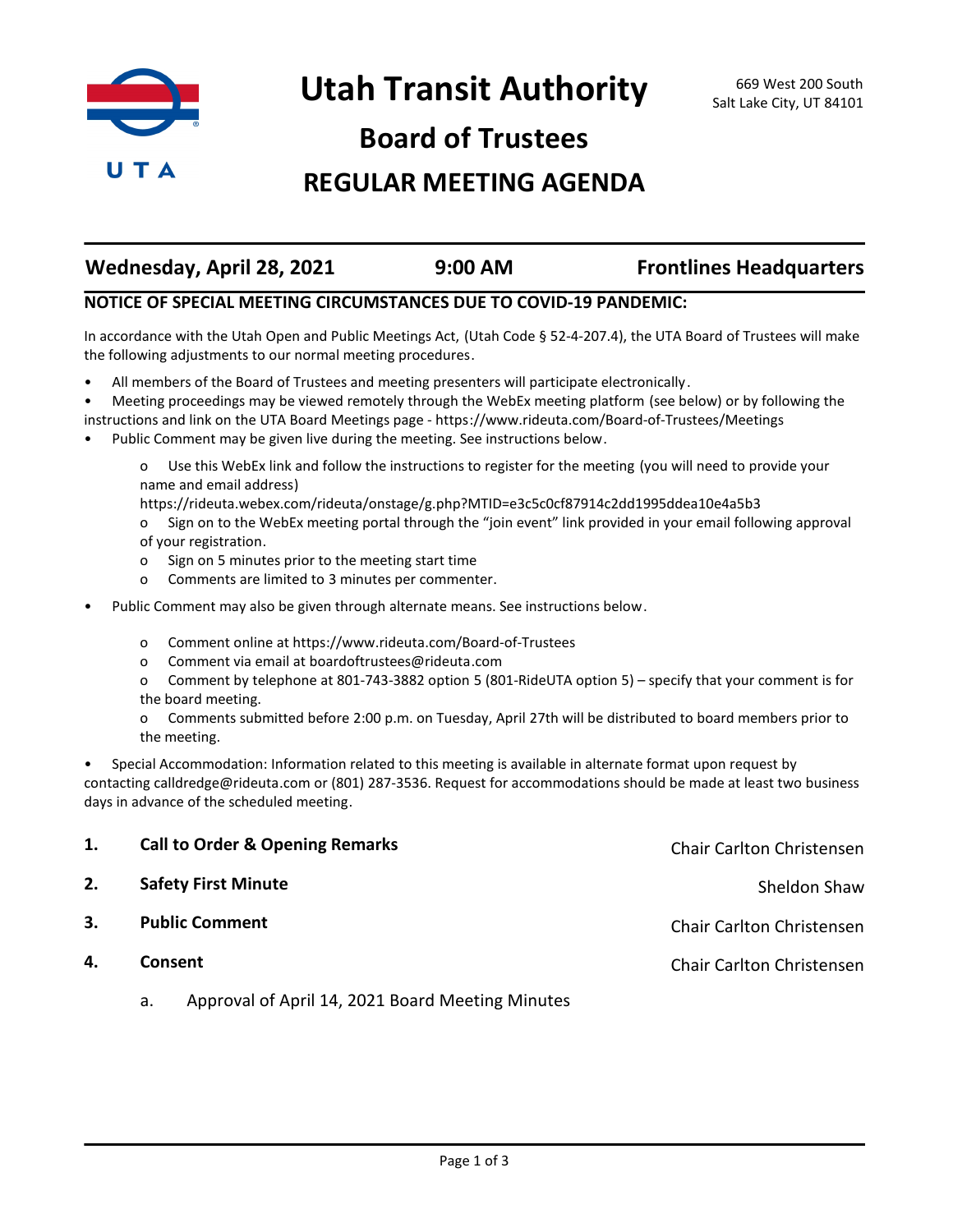# Utah Transit Authority

669 West 200 South
Salt Lake City, UT 84101

## Board of Trustees

## REGULAR MEETING AGENDA

**Wednesday, April 28, 2021** | **9:00 AM** | **Frontlines Headquarters**

**NOTICE OF SPECIAL MEETING CIRCUMSTANCES DUE TO COVID-19 PANDEMIC:**

In accordance with the Utah Open and Public Meetings Act, (Utah Code § 52-4-207.4), the UTA Board of Trustees will make the following adjustments to our normal meeting procedures.

- All members of the Board of Trustees and meeting presenters will participate electronically.
- Meeting proceedings may be viewed remotely through the WebEx meeting platform (see below) or by following the instructions and link on the UTA Board Meetings page - https://www.rideuta.com/Board-of-Trustees/Meetings
- Public Comment may be given live during the meeting. See instructions below.
  - Use this WebEx link and follow the instructions to register for the meeting (you will need to provide your name and email address)
    https://rideuta.webex.com/rideuta/onstage/g.php?MTID=e3c5c0cf87914c2dd1995ddea10e4a5b3
  - Sign on to the WebEx meeting portal through the "join event" link provided in your email following approval of your registration.
  - Sign on 5 minutes prior to the meeting start time
  - Comments are limited to 3 minutes per commenter.
- Public Comment may also be given through alternate means. See instructions below.
  - Comment online at https://www.rideuta.com/Board-of-Trustees
  - Comment via email at boardoftrustees@rideuta.com
  - Comment by telephone at 801-743-3882 option 5 (801-RideUTA option 5) – specify that your comment is for the board meeting.
  - Comments submitted before 2:00 p.m. on Tuesday, April 27th will be distributed to board members prior to the meeting.
- Special Accommodation: Information related to this meeting is available in alternate format upon request by contacting calldredge@rideuta.com or (801) 287-3536. Request for accommodations should be made at least two business days in advance of the scheduled meeting.

1. **Call to Order & Opening Remarks** — Chair Carlton Christensen
2. **Safety First Minute** — Sheldon Shaw
3. **Public Comment** — Chair Carlton Christensen
4. **Consent** — Chair Carlton Christensen
   a. Approval of April 14, 2021 Board Meeting Minutes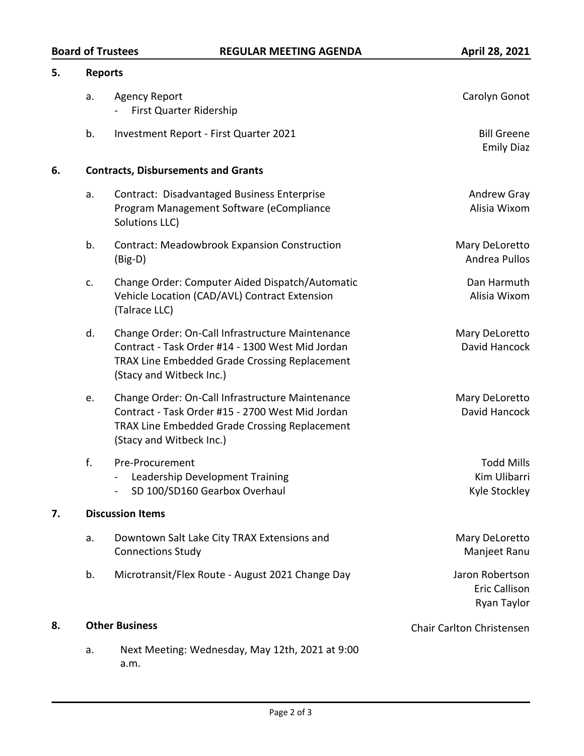## 5. Reports

a. Agency Report — Carolyn Gonot
   - First Quarter Ridership

b. Investment Report - First Quarter 2021 — Bill Greene, Emily Diaz

## 6. Contracts, Disbursements and Grants

a. Contract: Disadvantaged Business Enterprise Program Management Software (eCompliance Solutions LLC) — Andrew Gray, Alisia Wixom

b. Contract: Meadowbrook Expansion Construction (Big-D) — Mary DeLoretto, Andrea Pullos

c. Change Order: Computer Aided Dispatch/Automatic Vehicle Location (CAD/AVL) Contract Extension (Talrace LLC) — Dan Harmuth, Alisia Wixom

d. Change Order: On-Call Infrastructure Maintenance Contract - Task Order #14 - 1300 West Mid Jordan TRAX Line Embedded Grade Crossing Replacement (Stacy and Witbeck Inc.) — Mary DeLoretto, David Hancock

e. Change Order: On-Call Infrastructure Maintenance Contract - Task Order #15 - 2700 West Mid Jordan TRAX Line Embedded Grade Crossing Replacement (Stacy and Witbeck Inc.) — Mary DeLoretto, David Hancock

f. Pre-Procurement — Todd Mills
   - Leadership Development Training — Kim Ulibarri
   - SD 100/SD160 Gearbox Overhaul — Kyle Stockley

## 7. Discussion Items

a. Downtown Salt Lake City TRAX Extensions and Connections Study — Mary DeLoretto, Manjeet Ranu

b. Microtransit/Flex Route - August 2021 Change Day — Jaron Robertson, Eric Callison, Ryan Taylor

## 8. Other Business — Chair Carlton Christensen

a. Next Meeting: Wednesday, May 12th, 2021 at 9:00 a.m.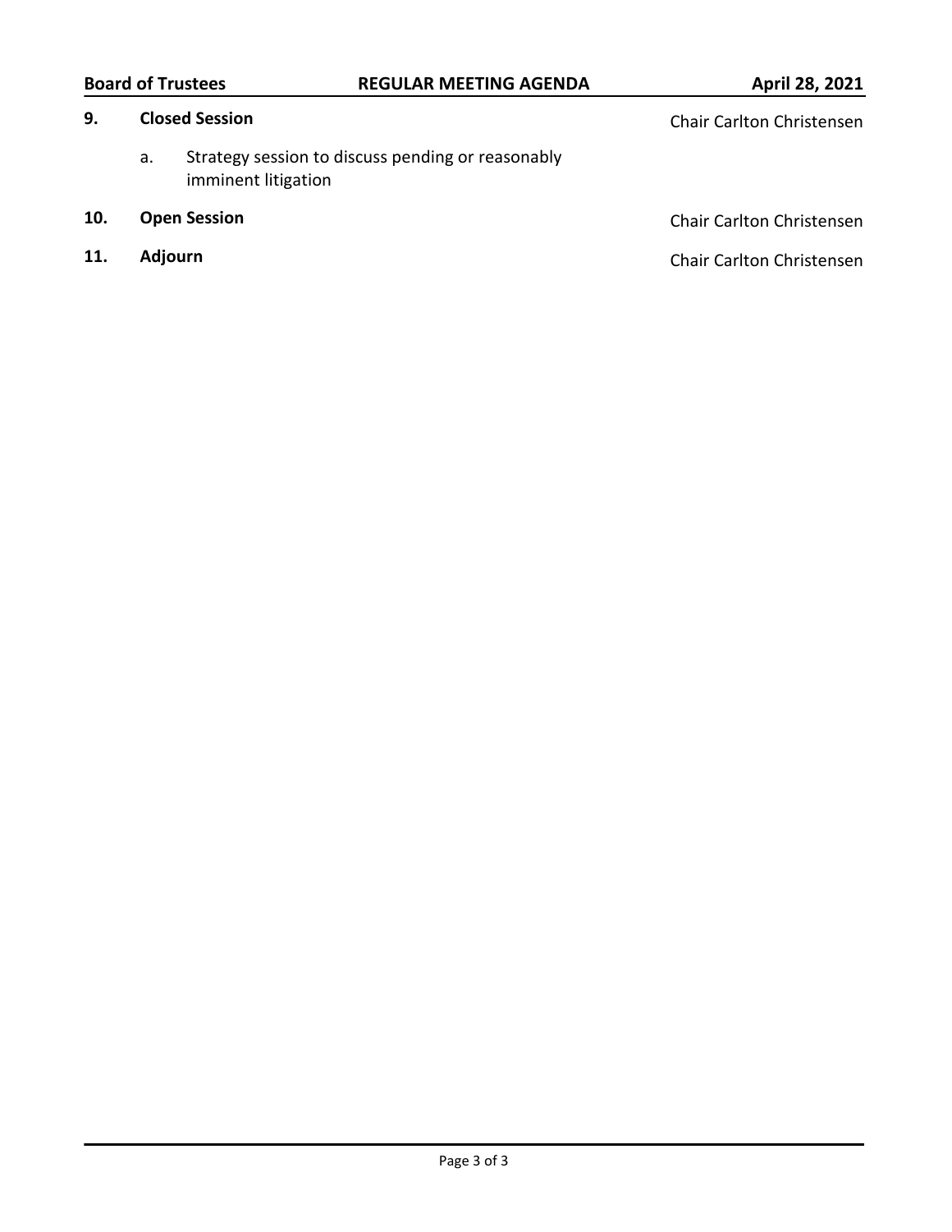**9. Closed Session** Chair Carlton Christensen

a. Strategy session to discuss pending or reasonably imminent litigation

**10. Open Session** Chair Carlton Christensen

**11. Adjourn** Chair Carlton Christensen